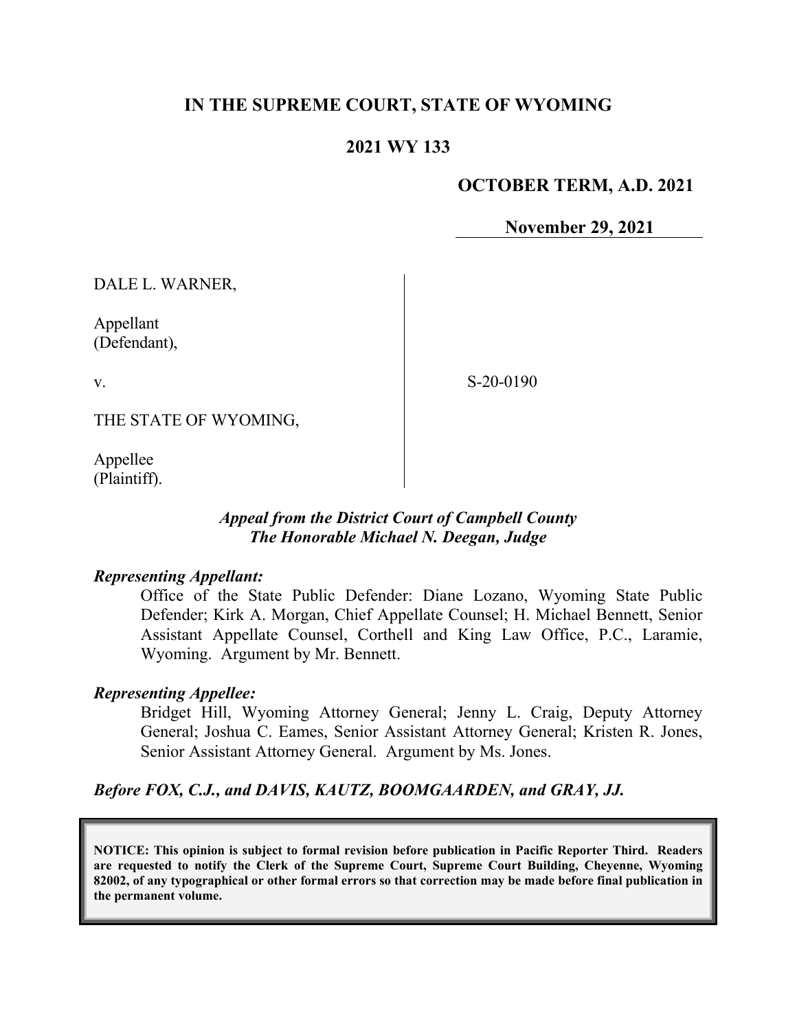**IN THE SUPREME COURT, STATE OF WYOMING**

**2021 WY 133**

**OCTOBER TERM, A.D. 2021**

**November 29, 2021**

DALE L. WARNER,

Appellant
(Defendant),

v.

S-20-0190

THE STATE OF WYOMING,

Appellee
(Plaintiff).

***Appeal from the District Court of Campbell County***
***The Honorable Michael N. Deegan, Judge***

***Representing Appellant:***

Office of the State Public Defender: Diane Lozano, Wyoming State Public Defender; Kirk A. Morgan, Chief Appellate Counsel; H. Michael Bennett, Senior Assistant Appellate Counsel, Corthell and King Law Office, P.C., Laramie, Wyoming. Argument by Mr. Bennett.

***Representing Appellee:***

Bridget Hill, Wyoming Attorney General; Jenny L. Craig, Deputy Attorney General; Joshua C. Eames, Senior Assistant Attorney General; Kristen R. Jones, Senior Assistant Attorney General. Argument by Ms. Jones.

***Before FOX, C.J., and DAVIS, KAUTZ, BOOMGAARDEN, and GRAY, JJ.***

**NOTICE: This opinion is subject to formal revision before publication in Pacific Reporter Third. Readers are requested to notify the Clerk of the Supreme Court, Supreme Court Building, Cheyenne, Wyoming 82002, of any typographical or other formal errors so that correction may be made before final publication in the permanent volume.**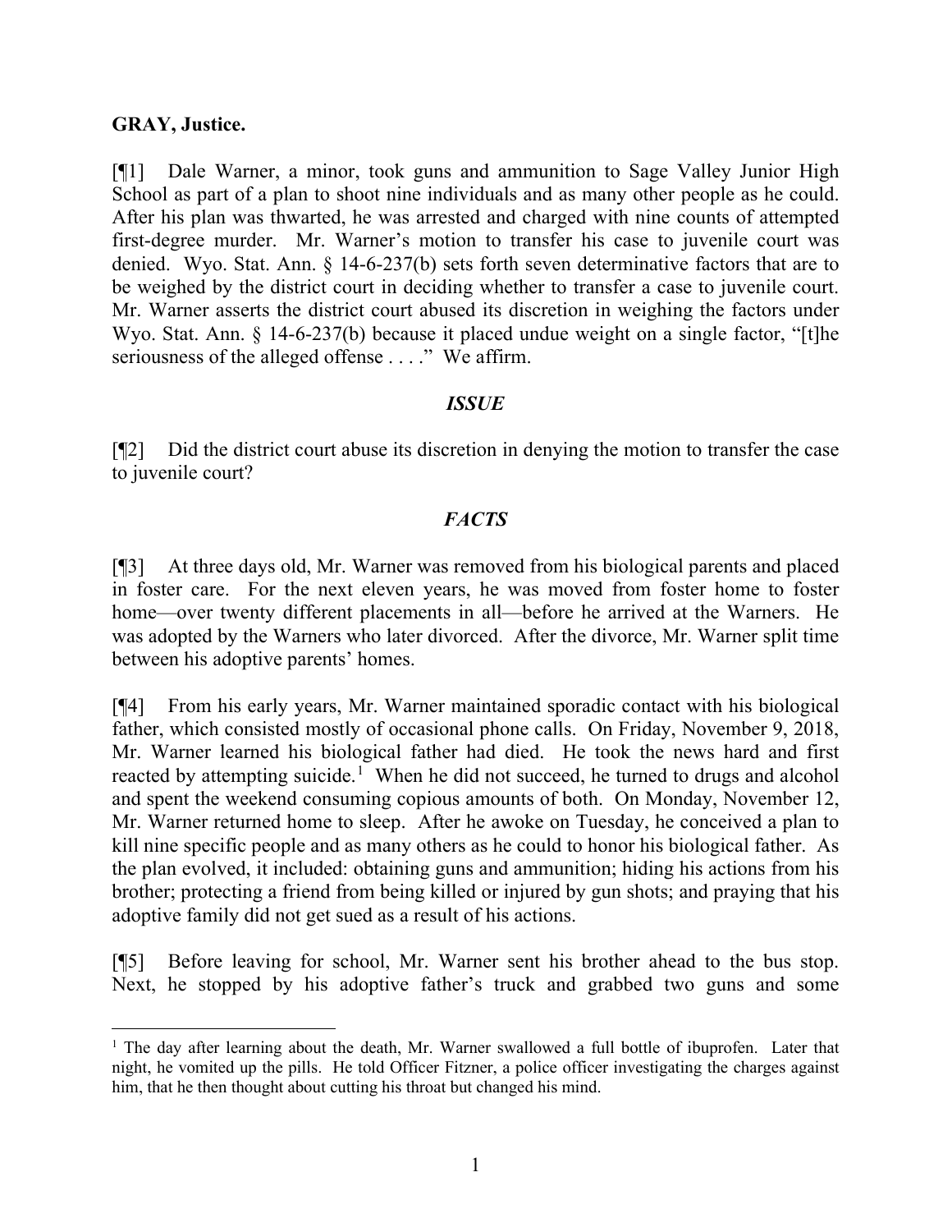**GRAY, Justice.**

[¶1] Dale Warner, a minor, took guns and ammunition to Sage Valley Junior High School as part of a plan to shoot nine individuals and as many other people as he could. After his plan was thwarted, he was arrested and charged with nine counts of attempted first-degree murder. Mr. Warner's motion to transfer his case to juvenile court was denied. Wyo. Stat. Ann. § 14-6-237(b) sets forth seven determinative factors that are to be weighed by the district court in deciding whether to transfer a case to juvenile court. Mr. Warner asserts the district court abused its discretion in weighing the factors under Wyo. Stat. Ann. § 14-6-237(b) because it placed undue weight on a single factor, "[t]he seriousness of the alleged offense . . . ." We affirm.

## *ISSUE*

[¶2] Did the district court abuse its discretion in denying the motion to transfer the case to juvenile court?

## *FACTS*

[¶3] At three days old, Mr. Warner was removed from his biological parents and placed in foster care. For the next eleven years, he was moved from foster home to foster home—over twenty different placements in all—before he arrived at the Warners. He was adopted by the Warners who later divorced. After the divorce, Mr. Warner split time between his adoptive parents' homes.

[¶4] From his early years, Mr. Warner maintained sporadic contact with his biological father, which consisted mostly of occasional phone calls. On Friday, November 9, 2018, Mr. Warner learned his biological father had died. He took the news hard and first reacted by attempting suicide.[1] When he did not succeed, he turned to drugs and alcohol and spent the weekend consuming copious amounts of both. On Monday, November 12, Mr. Warner returned home to sleep. After he awoke on Tuesday, he conceived a plan to kill nine specific people and as many others as he could to honor his biological father. As the plan evolved, it included: obtaining guns and ammunition; hiding his actions from his brother; protecting a friend from being killed or injured by gun shots; and praying that his adoptive family did not get sued as a result of his actions.

[¶5] Before leaving for school, Mr. Warner sent his brother ahead to the bus stop. Next, he stopped by his adoptive father's truck and grabbed two guns and some

---

[1] The day after learning about the death, Mr. Warner swallowed a full bottle of ibuprofen. Later that night, he vomited up the pills. He told Officer Fitzner, a police officer investigating the charges against him, that he then thought about cutting his throat but changed his mind.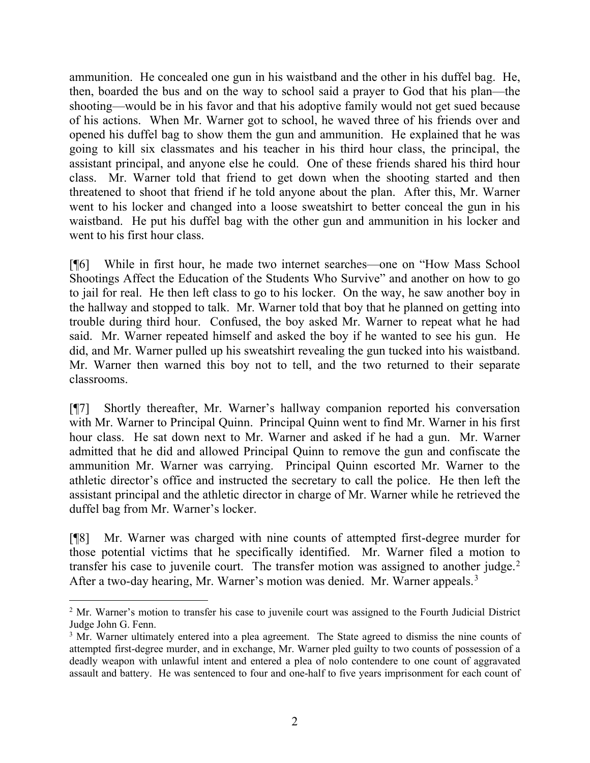ammunition. He concealed one gun in his waistband and the other in his duffel bag. He, then, boarded the bus and on the way to school said a prayer to God that his plan—the shooting—would be in his favor and that his adoptive family would not get sued because of his actions. When Mr. Warner got to school, he waved three of his friends over and opened his duffel bag to show them the gun and ammunition. He explained that he was going to kill six classmates and his teacher in his third hour class, the principal, the assistant principal, and anyone else he could. One of these friends shared his third hour class. Mr. Warner told that friend to get down when the shooting started and then threatened to shoot that friend if he told anyone about the plan. After this, Mr. Warner went to his locker and changed into a loose sweatshirt to better conceal the gun in his waistband. He put his duffel bag with the other gun and ammunition in his locker and went to his first hour class.

[¶6] While in first hour, he made two internet searches—one on "How Mass School Shootings Affect the Education of the Students Who Survive" and another on how to go to jail for real. He then left class to go to his locker. On the way, he saw another boy in the hallway and stopped to talk. Mr. Warner told that boy that he planned on getting into trouble during third hour. Confused, the boy asked Mr. Warner to repeat what he had said. Mr. Warner repeated himself and asked the boy if he wanted to see his gun. He did, and Mr. Warner pulled up his sweatshirt revealing the gun tucked into his waistband. Mr. Warner then warned this boy not to tell, and the two returned to their separate classrooms.

[¶7] Shortly thereafter, Mr. Warner's hallway companion reported his conversation with Mr. Warner to Principal Quinn. Principal Quinn went to find Mr. Warner in his first hour class. He sat down next to Mr. Warner and asked if he had a gun. Mr. Warner admitted that he did and allowed Principal Quinn to remove the gun and confiscate the ammunition Mr. Warner was carrying. Principal Quinn escorted Mr. Warner to the athletic director's office and instructed the secretary to call the police. He then left the assistant principal and the athletic director in charge of Mr. Warner while he retrieved the duffel bag from Mr. Warner's locker.

[¶8] Mr. Warner was charged with nine counts of attempted first-degree murder for those potential victims that he specifically identified. Mr. Warner filed a motion to transfer his case to juvenile court. The transfer motion was assigned to another judge.[2] After a two-day hearing, Mr. Warner's motion was denied. Mr. Warner appeals.[3]

---

[2] Mr. Warner's motion to transfer his case to juvenile court was assigned to the Fourth Judicial District Judge John G. Fenn.

[3] Mr. Warner ultimately entered into a plea agreement. The State agreed to dismiss the nine counts of attempted first-degree murder, and in exchange, Mr. Warner pled guilty to two counts of possession of a deadly weapon with unlawful intent and entered a plea of nolo contendere to one count of aggravated assault and battery. He was sentenced to four and one-half to five years imprisonment for each count of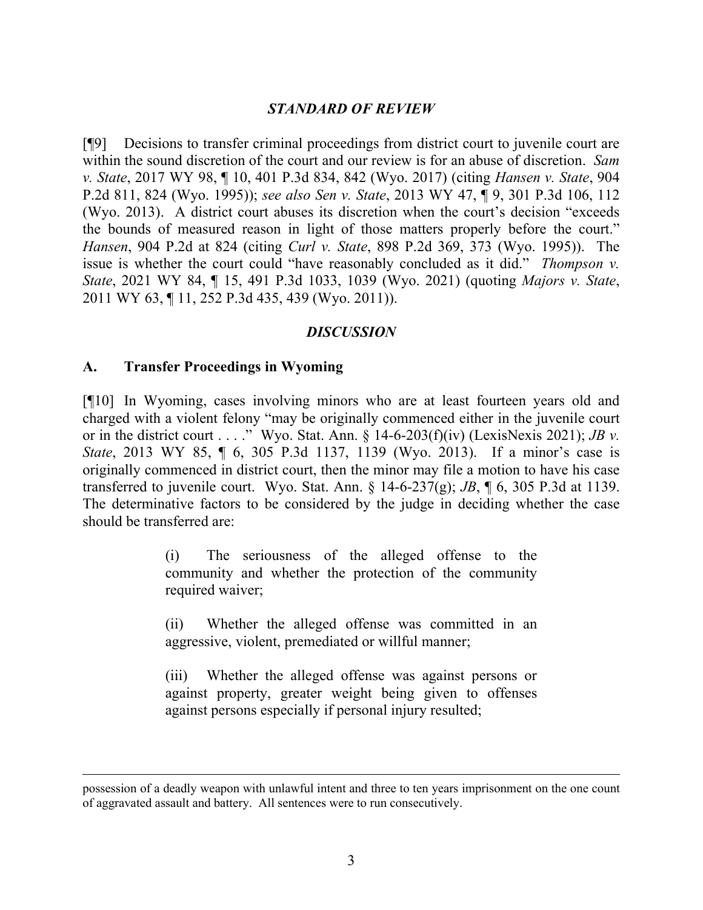### *STANDARD OF REVIEW*

[¶9] Decisions to transfer criminal proceedings from district court to juvenile court are within the sound discretion of the court and our review is for an abuse of discretion. *Sam v. State*, 2017 WY 98, ¶ 10, 401 P.3d 834, 842 (Wyo. 2017) (citing *Hansen v. State*, 904 P.2d 811, 824 (Wyo. 1995)); *see also Sen v. State*, 2013 WY 47, ¶ 9, 301 P.3d 106, 112 (Wyo. 2013). A district court abuses its discretion when the court's decision "exceeds the bounds of measured reason in light of those matters properly before the court." *Hansen*, 904 P.2d at 824 (citing *Curl v. State*, 898 P.2d 369, 373 (Wyo. 1995)). The issue is whether the court could "have reasonably concluded as it did." *Thompson v. State*, 2021 WY 84, ¶ 15, 491 P.3d 1033, 1039 (Wyo. 2021) (quoting *Majors v. State*, 2011 WY 63, ¶ 11, 252 P.3d 435, 439 (Wyo. 2011)).

### *DISCUSSION*

### A. Transfer Proceedings in Wyoming

[¶10] In Wyoming, cases involving minors who are at least fourteen years old and charged with a violent felony "may be originally commenced either in the juvenile court or in the district court . . . ." Wyo. Stat. Ann. § 14-6-203(f)(iv) (LexisNexis 2021); *JB v. State*, 2013 WY 85, ¶ 6, 305 P.3d 1137, 1139 (Wyo. 2013). If a minor's case is originally commenced in district court, then the minor may file a motion to have his case transferred to juvenile court. Wyo. Stat. Ann. § 14-6-237(g); *JB*, ¶ 6, 305 P.3d at 1139. The determinative factors to be considered by the judge in deciding whether the case should be transferred are:

> (i) The seriousness of the alleged offense to the community and whether the protection of the community required waiver;
>
> (ii) Whether the alleged offense was committed in an aggressive, violent, premediated or willful manner;
>
> (iii) Whether the alleged offense was against persons or against property, greater weight being given to offenses against persons especially if personal injury resulted;

---

possession of a deadly weapon with unlawful intent and three to ten years imprisonment on the one count of aggravated assault and battery. All sentences were to run consecutively.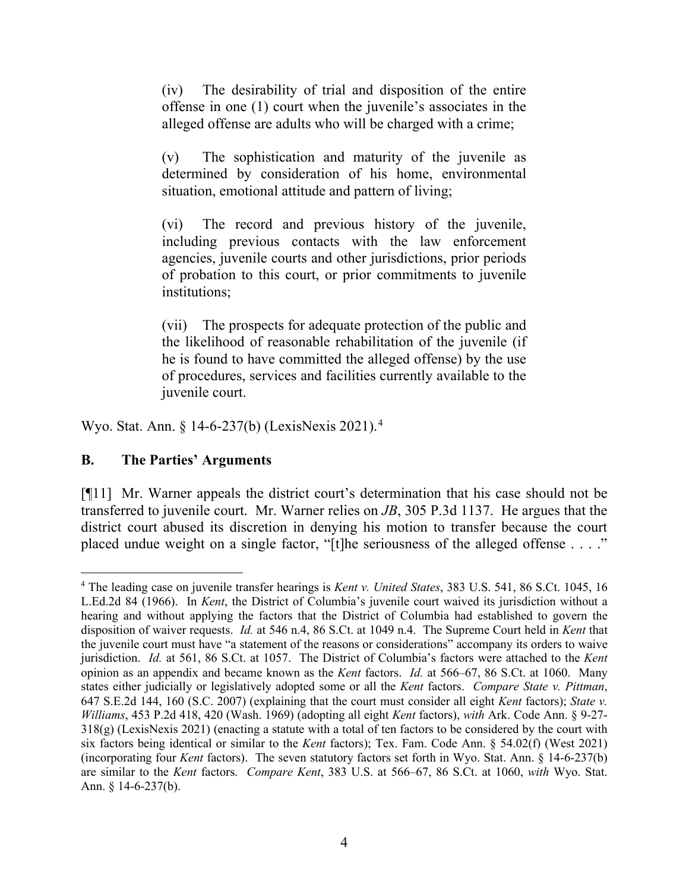> (iv) The desirability of trial and disposition of the entire offense in one (1) court when the juvenile's associates in the alleged offense are adults who will be charged with a crime;
>
> (v) The sophistication and maturity of the juvenile as determined by consideration of his home, environmental situation, emotional attitude and pattern of living;
>
> (vi) The record and previous history of the juvenile, including previous contacts with the law enforcement agencies, juvenile courts and other jurisdictions, prior periods of probation to this court, or prior commitments to juvenile institutions;
>
> (vii) The prospects for adequate protection of the public and the likelihood of reasonable rehabilitation of the juvenile (if he is found to have committed the alleged offense) by the use of procedures, services and facilities currently available to the juvenile court.

Wyo. Stat. Ann. § 14-6-237(b) (LexisNexis 2021).[4]

## B. The Parties' Arguments

[¶11] Mr. Warner appeals the district court's determination that his case should not be transferred to juvenile court. Mr. Warner relies on *JB*, 305 P.3d 1137. He argues that the district court abused its discretion in denying his motion to transfer because the court placed undue weight on a single factor, "[t]he seriousness of the alleged offense . . . ."

---

[4] The leading case on juvenile transfer hearings is *Kent v. United States*, 383 U.S. 541, 86 S.Ct. 1045, 16 L.Ed.2d 84 (1966). In *Kent*, the District of Columbia's juvenile court waived its jurisdiction without a hearing and without applying the factors that the District of Columbia had established to govern the disposition of waiver requests. *Id.* at 546 n.4, 86 S.Ct. at 1049 n.4. The Supreme Court held in *Kent* that the juvenile court must have "a statement of the reasons or considerations" accompany its orders to waive jurisdiction. *Id.* at 561, 86 S.Ct. at 1057. The District of Columbia's factors were attached to the *Kent* opinion as an appendix and became known as the *Kent* factors. *Id.* at 566–67, 86 S.Ct. at 1060. Many states either judicially or legislatively adopted some or all the *Kent* factors. *Compare State v. Pittman*, 647 S.E.2d 144, 160 (S.C. 2007) (explaining that the court must consider all eight *Kent* factors); *State v. Williams*, 453 P.2d 418, 420 (Wash. 1969) (adopting all eight *Kent* factors), *with* Ark. Code Ann. § 9-27-318(g) (LexisNexis 2021) (enacting a statute with a total of ten factors to be considered by the court with six factors being identical or similar to the *Kent* factors); Tex. Fam. Code Ann. § 54.02(f) (West 2021) (incorporating four *Kent* factors). The seven statutory factors set forth in Wyo. Stat. Ann. § 14-6-237(b) are similar to the *Kent* factors. *Compare Kent*, 383 U.S. at 566–67, 86 S.Ct. at 1060, *with* Wyo. Stat. Ann. § 14-6-237(b).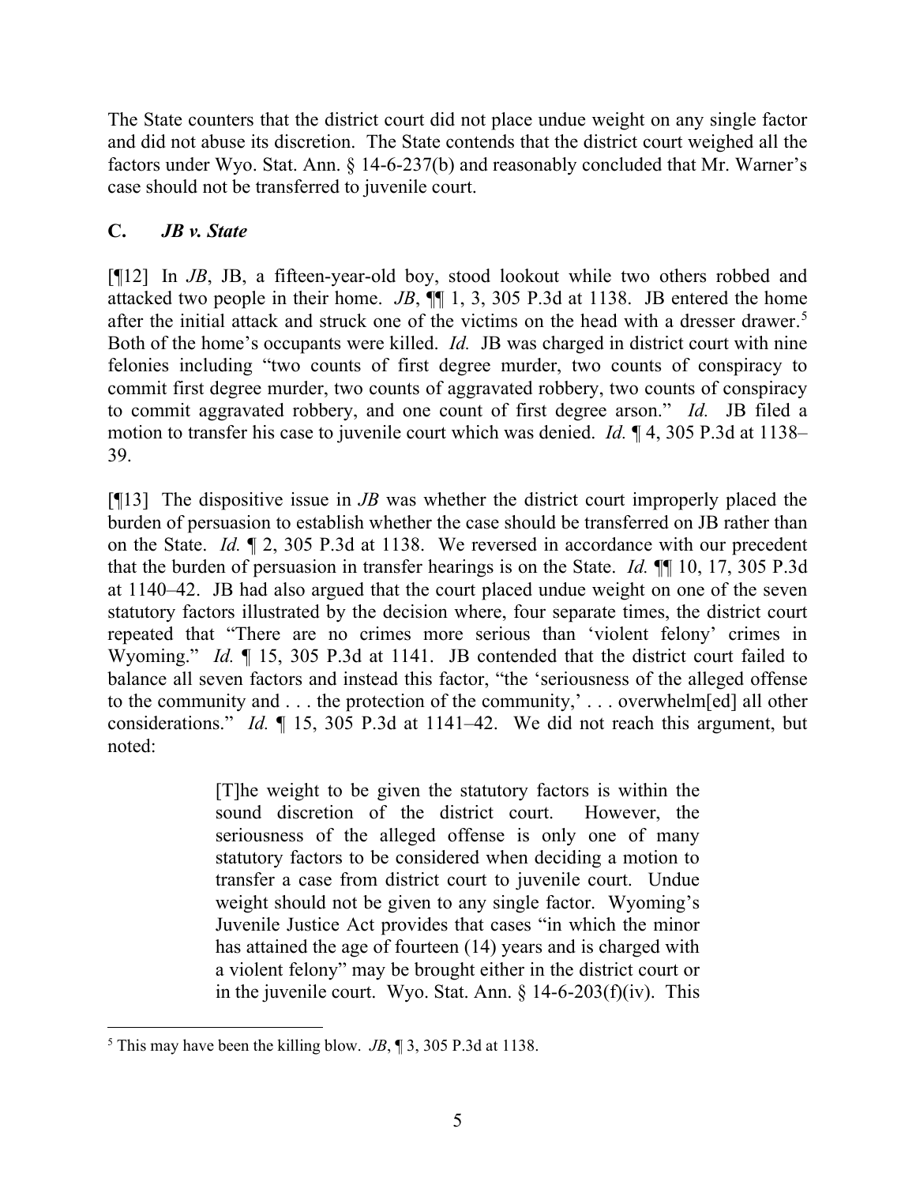The State counters that the district court did not place undue weight on any single factor and did not abuse its discretion. The State contends that the district court weighed all the factors under Wyo. Stat. Ann. § 14-6-237(b) and reasonably concluded that Mr. Warner's case should not be transferred to juvenile court.

### C. *JB v. State*

[¶12] In *JB*, JB, a fifteen-year-old boy, stood lookout while two others robbed and attacked two people in their home. *JB*, ¶¶ 1, 3, 305 P.3d at 1138. JB entered the home after the initial attack and struck one of the victims on the head with a dresser drawer.[5] Both of the home's occupants were killed. *Id.* JB was charged in district court with nine felonies including "two counts of first degree murder, two counts of conspiracy to commit first degree murder, two counts of aggravated robbery, two counts of conspiracy to commit aggravated robbery, and one count of first degree arson." *Id.* JB filed a motion to transfer his case to juvenile court which was denied. *Id.* ¶ 4, 305 P.3d at 1138–39.

[¶13] The dispositive issue in *JB* was whether the district court improperly placed the burden of persuasion to establish whether the case should be transferred on JB rather than on the State. *Id.* ¶ 2, 305 P.3d at 1138. We reversed in accordance with our precedent that the burden of persuasion in transfer hearings is on the State. *Id.* ¶¶ 10, 17, 305 P.3d at 1140–42. JB had also argued that the court placed undue weight on one of the seven statutory factors illustrated by the decision where, four separate times, the district court repeated that "There are no crimes more serious than 'violent felony' crimes in Wyoming." *Id.* ¶ 15, 305 P.3d at 1141. JB contended that the district court failed to balance all seven factors and instead this factor, "the 'seriousness of the alleged offense to the community and . . . the protection of the community,' . . . overwhelm[ed] all other considerations." *Id.* ¶ 15, 305 P.3d at 1141–42. We did not reach this argument, but noted:

> [T]he weight to be given the statutory factors is within the sound discretion of the district court. However, the seriousness of the alleged offense is only one of many statutory factors to be considered when deciding a motion to transfer a case from district court to juvenile court. Undue weight should not be given to any single factor. Wyoming's Juvenile Justice Act provides that cases "in which the minor has attained the age of fourteen (14) years and is charged with a violent felony" may be brought either in the district court or in the juvenile court. Wyo. Stat. Ann. § 14-6-203(f)(iv). This

[5] This may have been the killing blow. *JB*, ¶ 3, 305 P.3d at 1138.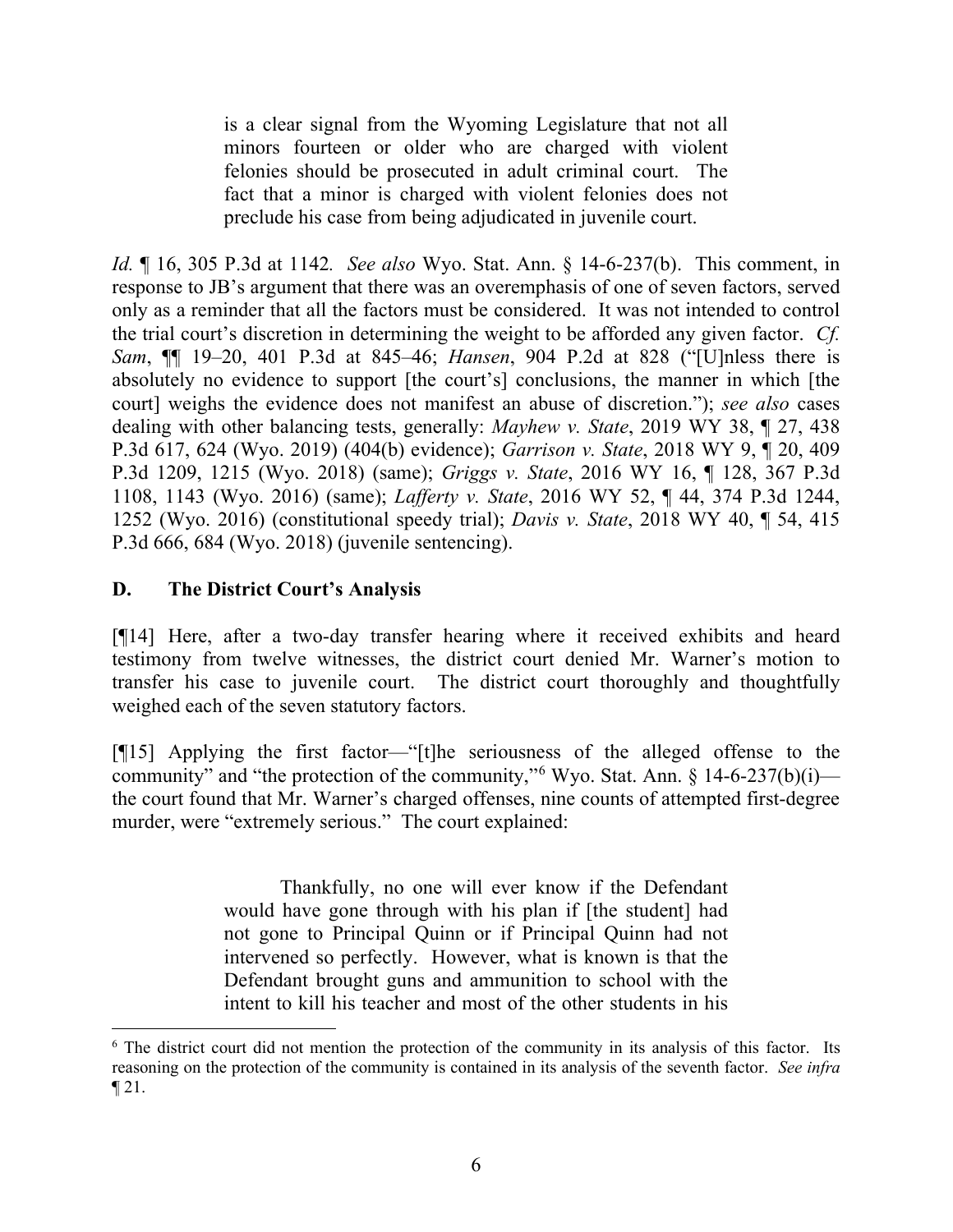> is a clear signal from the Wyoming Legislature that not all minors fourteen or older who are charged with violent felonies should be prosecuted in adult criminal court. The fact that a minor is charged with violent felonies does not preclude his case from being adjudicated in juvenile court.

*Id.* ¶ 16, 305 P.3d at 1142. *See also* Wyo. Stat. Ann. § 14-6-237(b). This comment, in response to JB's argument that there was an overemphasis of one of seven factors, served only as a reminder that all the factors must be considered. It was not intended to control the trial court's discretion in determining the weight to be afforded any given factor. *Cf. Sam*, ¶¶ 19–20, 401 P.3d at 845–46; *Hansen*, 904 P.2d at 828 ("[U]nless there is absolutely no evidence to support [the court's] conclusions, the manner in which [the court] weighs the evidence does not manifest an abuse of discretion."); *see also* cases dealing with other balancing tests, generally: *Mayhew v. State*, 2019 WY 38, ¶ 27, 438 P.3d 617, 624 (Wyo. 2019) (404(b) evidence); *Garrison v. State*, 2018 WY 9, ¶ 20, 409 P.3d 1209, 1215 (Wyo. 2018) (same); *Griggs v. State*, 2016 WY 16, ¶ 128, 367 P.3d 1108, 1143 (Wyo. 2016) (same); *Lafferty v. State*, 2016 WY 52, ¶ 44, 374 P.3d 1244, 1252 (Wyo. 2016) (constitutional speedy trial); *Davis v. State*, 2018 WY 40, ¶ 54, 415 P.3d 666, 684 (Wyo. 2018) (juvenile sentencing).

## D. The District Court's Analysis

[¶14] Here, after a two-day transfer hearing where it received exhibits and heard testimony from twelve witnesses, the district court denied Mr. Warner's motion to transfer his case to juvenile court. The district court thoroughly and thoughtfully weighed each of the seven statutory factors.

[¶15] Applying the first factor—"[t]he seriousness of the alleged offense to the community" and "the protection of the community,"[6] Wyo. Stat. Ann. § 14-6-237(b)(i)—the court found that Mr. Warner's charged offenses, nine counts of attempted first-degree murder, were "extremely serious." The court explained:

> Thankfully, no one will ever know if the Defendant would have gone through with his plan if [the student] had not gone to Principal Quinn or if Principal Quinn had not intervened so perfectly. However, what is known is that the Defendant brought guns and ammunition to school with the intent to kill his teacher and most of the other students in his

[6] The district court did not mention the protection of the community in its analysis of this factor. Its reasoning on the protection of the community is contained in its analysis of the seventh factor. *See infra* ¶ 21.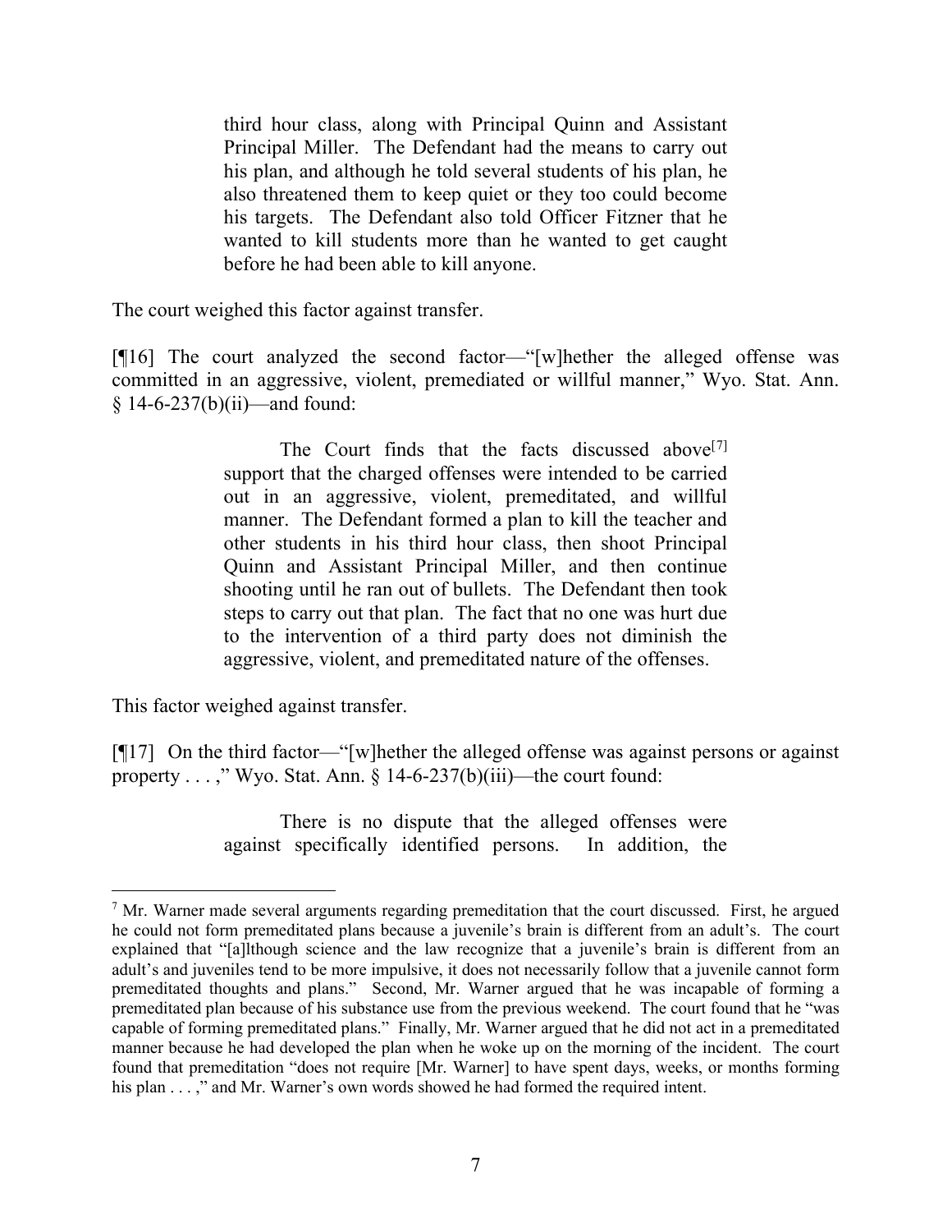> third hour class, along with Principal Quinn and Assistant Principal Miller. The Defendant had the means to carry out his plan, and although he told several students of his plan, he also threatened them to keep quiet or they too could become his targets. The Defendant also told Officer Fitzner that he wanted to kill students more than he wanted to get caught before he had been able to kill anyone.

The court weighed this factor against transfer.

[¶16] The court analyzed the second factor—"[w]hether the alleged offense was committed in an aggressive, violent, premediated or willful manner," Wyo. Stat. Ann. § 14-6-237(b)(ii)—and found:

> The Court finds that the facts discussed above[7] support that the charged offenses were intended to be carried out in an aggressive, violent, premeditated, and willful manner. The Defendant formed a plan to kill the teacher and other students in his third hour class, then shoot Principal Quinn and Assistant Principal Miller, and then continue shooting until he ran out of bullets. The Defendant then took steps to carry out that plan. The fact that no one was hurt due to the intervention of a third party does not diminish the aggressive, violent, and premeditated nature of the offenses.

This factor weighed against transfer.

[¶17] On the third factor—"[w]hether the alleged offense was against persons or against property . . . ," Wyo. Stat. Ann. § 14-6-237(b)(iii)—the court found:

> There is no dispute that the alleged offenses were against specifically identified persons. In addition, the

---

[7] Mr. Warner made several arguments regarding premeditation that the court discussed. First, he argued he could not form premeditated plans because a juvenile's brain is different from an adult's. The court explained that "[a]lthough science and the law recognize that a juvenile's brain is different from an adult's and juveniles tend to be more impulsive, it does not necessarily follow that a juvenile cannot form premeditated thoughts and plans." Second, Mr. Warner argued that he was incapable of forming a premeditated plan because of his substance use from the previous weekend. The court found that he "was capable of forming premeditated plans." Finally, Mr. Warner argued that he did not act in a premeditated manner because he had developed the plan when he woke up on the morning of the incident. The court found that premeditation "does not require [Mr. Warner] to have spent days, weeks, or months forming his plan . . . ," and Mr. Warner's own words showed he had formed the required intent.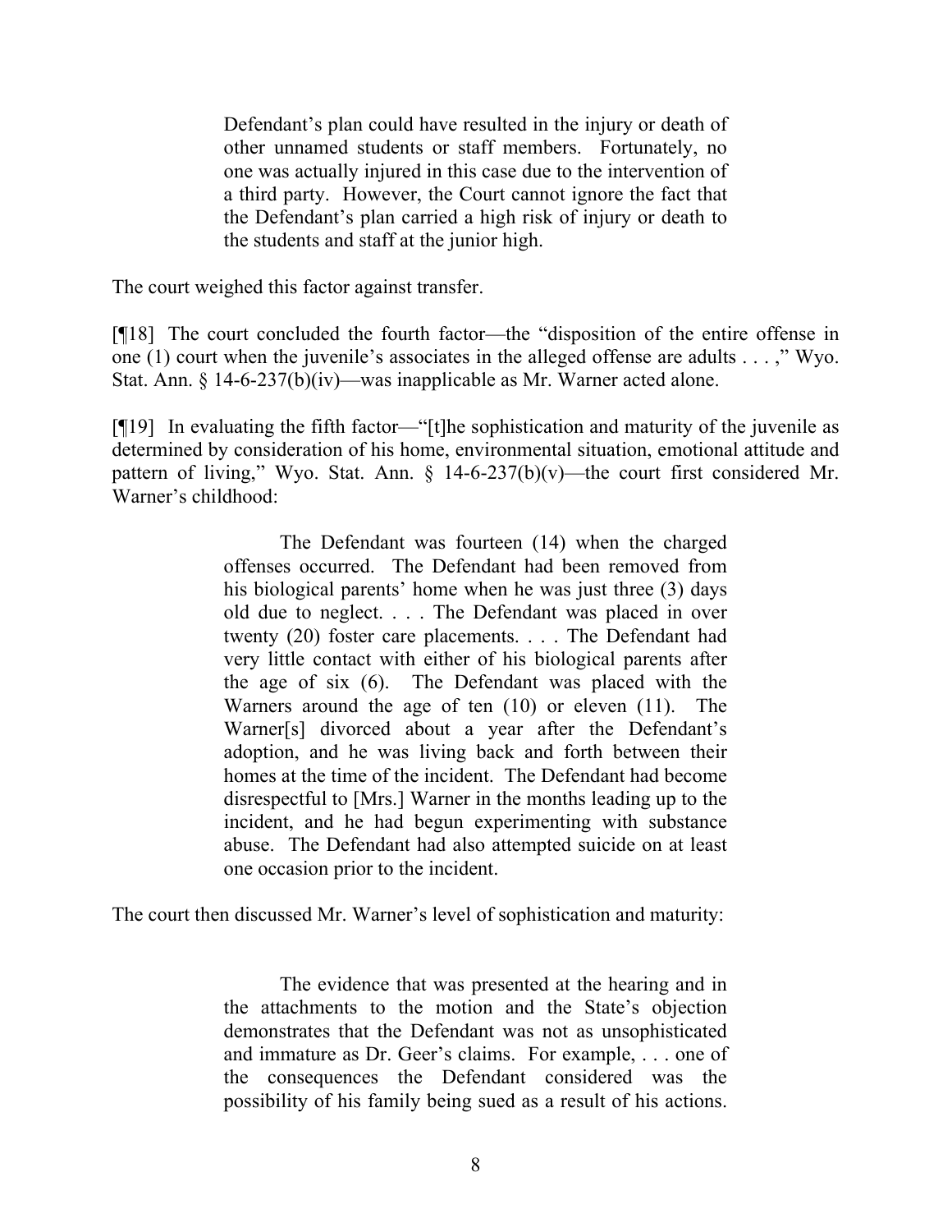> Defendant's plan could have resulted in the injury or death of other unnamed students or staff members. Fortunately, no one was actually injured in this case due to the intervention of a third party. However, the Court cannot ignore the fact that the Defendant's plan carried a high risk of injury or death to the students and staff at the junior high.

The court weighed this factor against transfer.

[¶18] The court concluded the fourth factor—the "disposition of the entire offense in one (1) court when the juvenile's associates in the alleged offense are adults . . . ," Wyo. Stat. Ann. § 14-6-237(b)(iv)—was inapplicable as Mr. Warner acted alone.

[¶19] In evaluating the fifth factor—"[t]he sophistication and maturity of the juvenile as determined by consideration of his home, environmental situation, emotional attitude and pattern of living," Wyo. Stat. Ann. § 14-6-237(b)(v)—the court first considered Mr. Warner's childhood:

> The Defendant was fourteen (14) when the charged offenses occurred. The Defendant had been removed from his biological parents' home when he was just three (3) days old due to neglect. . . . The Defendant was placed in over twenty (20) foster care placements. . . . The Defendant had very little contact with either of his biological parents after the age of six (6). The Defendant was placed with the Warners around the age of ten (10) or eleven (11). The Warner[s] divorced about a year after the Defendant's adoption, and he was living back and forth between their homes at the time of the incident. The Defendant had become disrespectful to [Mrs.] Warner in the months leading up to the incident, and he had begun experimenting with substance abuse. The Defendant had also attempted suicide on at least one occasion prior to the incident.

The court then discussed Mr. Warner's level of sophistication and maturity:

> The evidence that was presented at the hearing and in the attachments to the motion and the State's objection demonstrates that the Defendant was not as unsophisticated and immature as Dr. Geer's claims. For example, . . . one of the consequences the Defendant considered was the possibility of his family being sued as a result of his actions.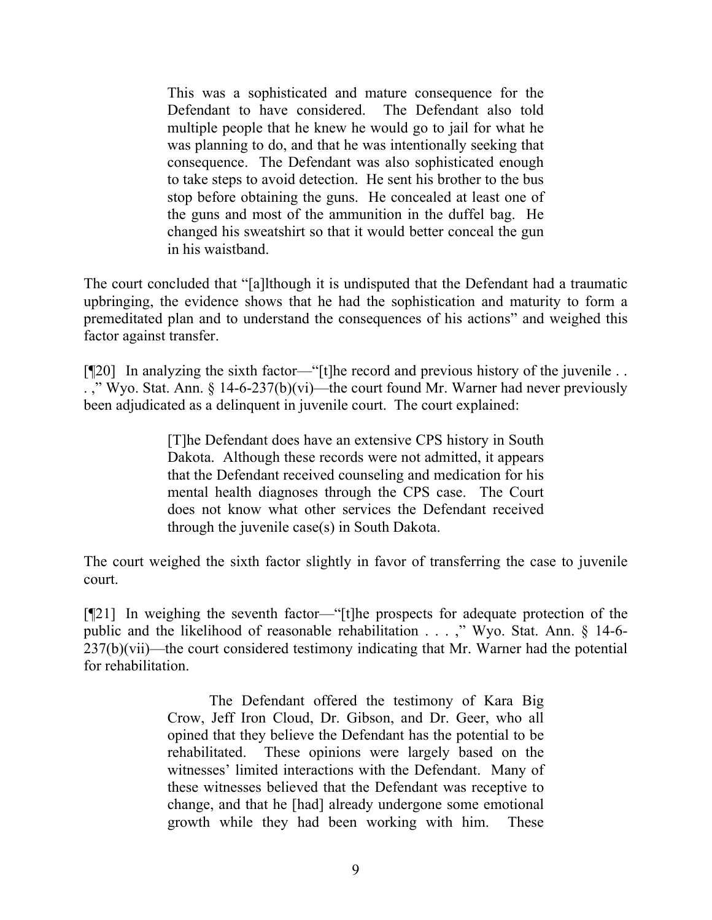> This was a sophisticated and mature consequence for the Defendant to have considered. The Defendant also told multiple people that he knew he would go to jail for what he was planning to do, and that he was intentionally seeking that consequence. The Defendant was also sophisticated enough to take steps to avoid detection. He sent his brother to the bus stop before obtaining the guns. He concealed at least one of the guns and most of the ammunition in the duffel bag. He changed his sweatshirt so that it would better conceal the gun in his waistband.

The court concluded that "[a]lthough it is undisputed that the Defendant had a traumatic upbringing, the evidence shows that he had the sophistication and maturity to form a premeditated plan and to understand the consequences of his actions" and weighed this factor against transfer.

[¶20] In analyzing the sixth factor—"[t]he record and previous history of the juvenile . . . ," Wyo. Stat. Ann. § 14-6-237(b)(vi)—the court found Mr. Warner had never previously been adjudicated as a delinquent in juvenile court. The court explained:

> [T]he Defendant does have an extensive CPS history in South Dakota. Although these records were not admitted, it appears that the Defendant received counseling and medication for his mental health diagnoses through the CPS case. The Court does not know what other services the Defendant received through the juvenile case(s) in South Dakota.

The court weighed the sixth factor slightly in favor of transferring the case to juvenile court.

[¶21] In weighing the seventh factor—"[t]he prospects for adequate protection of the public and the likelihood of reasonable rehabilitation . . . ," Wyo. Stat. Ann. § 14-6-237(b)(vii)—the court considered testimony indicating that Mr. Warner had the potential for rehabilitation.

> The Defendant offered the testimony of Kara Big Crow, Jeff Iron Cloud, Dr. Gibson, and Dr. Geer, who all opined that they believe the Defendant has the potential to be rehabilitated. These opinions were largely based on the witnesses' limited interactions with the Defendant. Many of these witnesses believed that the Defendant was receptive to change, and that he [had] already undergone some emotional growth while they had been working with him. These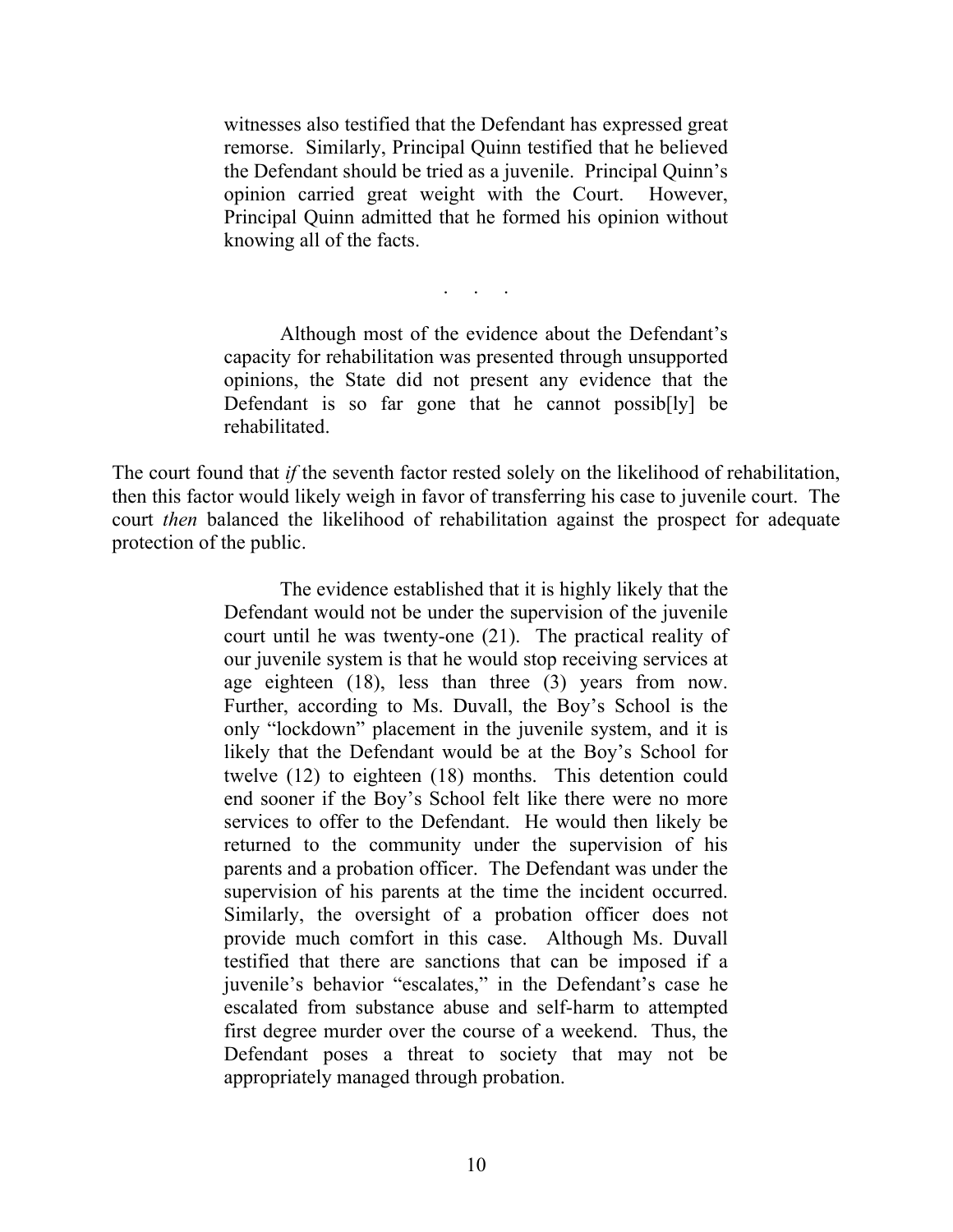> witnesses also testified that the Defendant has expressed great remorse. Similarly, Principal Quinn testified that he believed the Defendant should be tried as a juvenile. Principal Quinn's opinion carried great weight with the Court. However, Principal Quinn admitted that he formed his opinion without knowing all of the facts.
>
> . . .
>
> Although most of the evidence about the Defendant's capacity for rehabilitation was presented through unsupported opinions, the State did not present any evidence that the Defendant is so far gone that he cannot possib[ly] be rehabilitated.

The court found that *if* the seventh factor rested solely on the likelihood of rehabilitation, then this factor would likely weigh in favor of transferring his case to juvenile court. The court *then* balanced the likelihood of rehabilitation against the prospect for adequate protection of the public.

> The evidence established that it is highly likely that the Defendant would not be under the supervision of the juvenile court until he was twenty-one (21). The practical reality of our juvenile system is that he would stop receiving services at age eighteen (18), less than three (3) years from now. Further, according to Ms. Duvall, the Boy's School is the only "lockdown" placement in the juvenile system, and it is likely that the Defendant would be at the Boy's School for twelve (12) to eighteen (18) months. This detention could end sooner if the Boy's School felt like there were no more services to offer to the Defendant. He would then likely be returned to the community under the supervision of his parents and a probation officer. The Defendant was under the supervision of his parents at the time the incident occurred. Similarly, the oversight of a probation officer does not provide much comfort in this case. Although Ms. Duvall testified that there are sanctions that can be imposed if a juvenile's behavior "escalates," in the Defendant's case he escalated from substance abuse and self-harm to attempted first degree murder over the course of a weekend. Thus, the Defendant poses a threat to society that may not be appropriately managed through probation.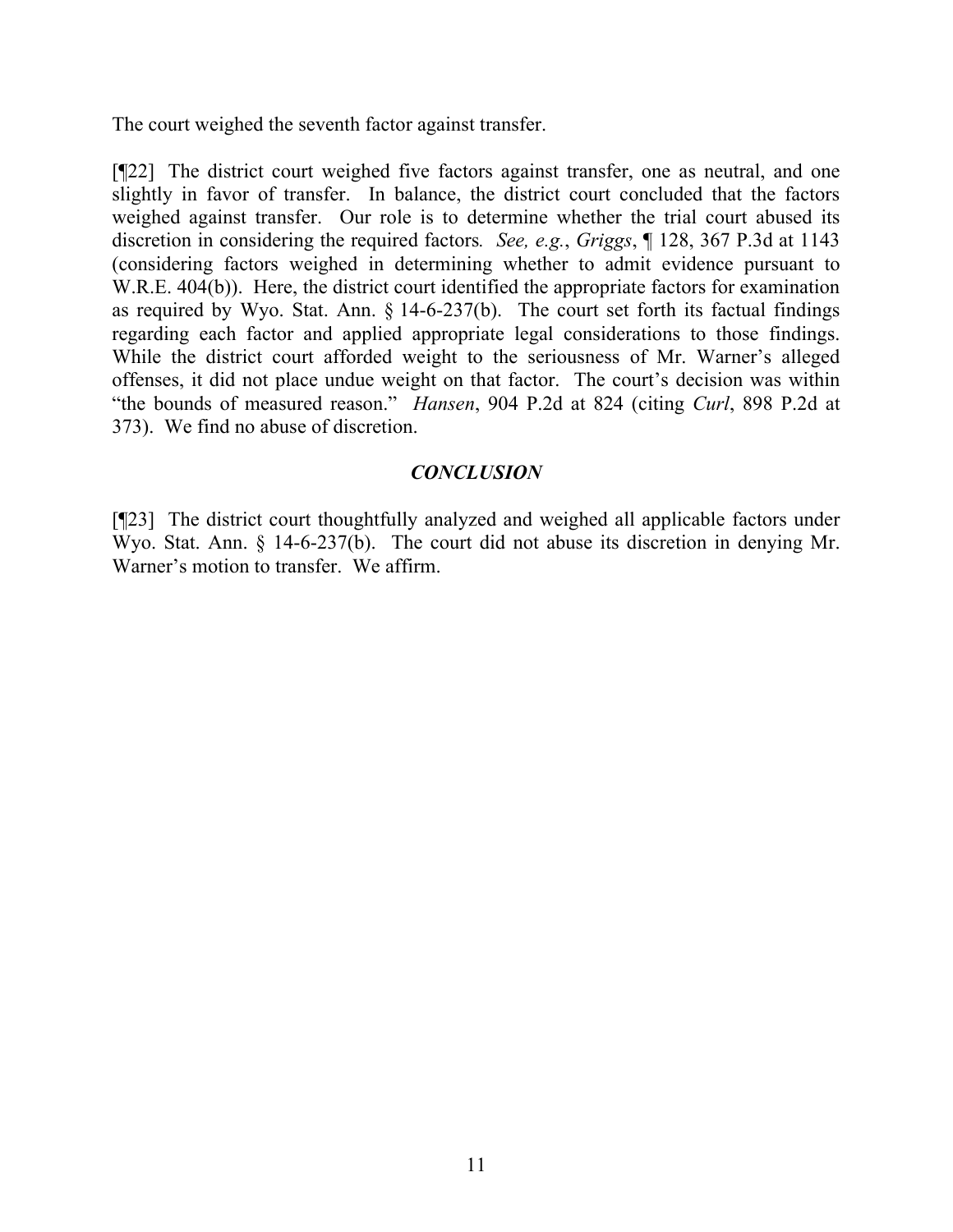The court weighed the seventh factor against transfer.

[¶22] The district court weighed five factors against transfer, one as neutral, and one slightly in favor of transfer. In balance, the district court concluded that the factors weighed against transfer. Our role is to determine whether the trial court abused its discretion in considering the required factors. *See, e.g.*, *Griggs*, ¶ 128, 367 P.3d at 1143 (considering factors weighed in determining whether to admit evidence pursuant to W.R.E. 404(b)). Here, the district court identified the appropriate factors for examination as required by Wyo. Stat. Ann. § 14-6-237(b). The court set forth its factual findings regarding each factor and applied appropriate legal considerations to those findings. While the district court afforded weight to the seriousness of Mr. Warner's alleged offenses, it did not place undue weight on that factor. The court's decision was within "the bounds of measured reason." *Hansen*, 904 P.2d at 824 (citing *Curl*, 898 P.2d at 373). We find no abuse of discretion.

## *CONCLUSION*

[¶23] The district court thoughtfully analyzed and weighed all applicable factors under Wyo. Stat. Ann. § 14-6-237(b). The court did not abuse its discretion in denying Mr. Warner's motion to transfer. We affirm.